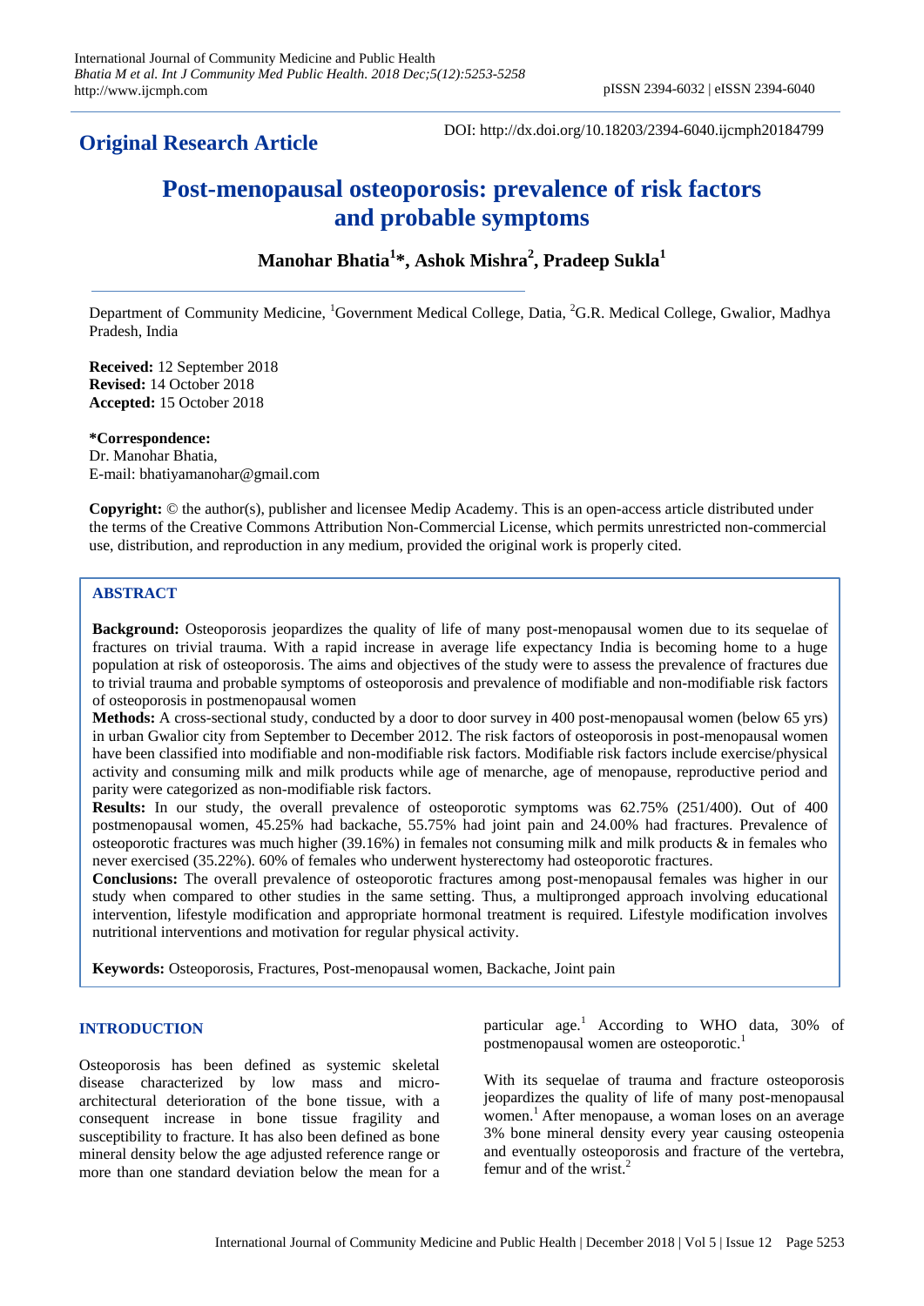## Original Research Article

DOI: http://dx.doi.org/10.18203/2394-6040.ijcmph20184799

# Post-menopausal osteoporosis: prevalence of risk factors and probable symptoms

**Manohar Bhatia[1]\*, Ashok Mishra[2], Pradeep Sukla[1]**

Department of Community Medicine, [1]Government Medical College, Datia, [2]G.R. Medical College, Gwalior, Madhya Pradesh, India

**Received:** 12 September 2018
**Revised:** 14 October 2018
**Accepted:** 15 October 2018

**\*Correspondence:**
Dr. Manohar Bhatia,
E-mail: bhatiyamanohar@gmail.com

**Copyright:** © the author(s), publisher and licensee Medip Academy. This is an open-access article distributed under the terms of the Creative Commons Attribution Non-Commercial License, which permits unrestricted non-commercial use, distribution, and reproduction in any medium, provided the original work is properly cited.

## ABSTRACT

**Background:** Osteoporosis jeopardizes the quality of life of many post-menopausal women due to its sequelae of fractures on trivial trauma. With a rapid increase in average life expectancy India is becoming home to a huge population at risk of osteoporosis. The aims and objectives of the study were to assess the prevalence of fractures due to trivial trauma and probable symptoms of osteoporosis and prevalence of modifiable and non-modifiable risk factors of osteoporosis in postmenopausal women

**Methods:** A cross-sectional study, conducted by a door to door survey in 400 post-menopausal women (below 65 yrs) in urban Gwalior city from September to December 2012. The risk factors of osteoporosis in post-menopausal women have been classified into modifiable and non-modifiable risk factors. Modifiable risk factors include exercise/physical activity and consuming milk and milk products while age of menarche, age of menopause, reproductive period and parity were categorized as non-modifiable risk factors.

**Results:** In our study, the overall prevalence of osteoporotic symptoms was 62.75% (251/400). Out of 400 postmenopausal women, 45.25% had backache, 55.75% had joint pain and 24.00% had fractures. Prevalence of osteoporotic fractures was much higher (39.16%) in females not consuming milk and milk products & in females who never exercised (35.22%). 60% of females who underwent hysterectomy had osteoporotic fractures.

**Conclusions:** The overall prevalence of osteoporotic fractures among post-menopausal females was higher in our study when compared to other studies in the same setting. Thus, a multipronged approach involving educational intervention, lifestyle modification and appropriate hormonal treatment is required. Lifestyle modification involves nutritional interventions and motivation for regular physical activity.

**Keywords:** Osteoporosis, Fractures, Post-menopausal women, Backache, Joint pain

## INTRODUCTION

Osteoporosis has been defined as systemic skeletal disease characterized by low mass and micro-architectural deterioration of the bone tissue, with a consequent increase in bone tissue fragility and susceptibility to fracture. It has also been defined as bone mineral density below the age adjusted reference range or more than one standard deviation below the mean for a particular age.[1] According to WHO data, 30% of postmenopausal women are osteoporotic.[1]

With its sequelae of trauma and fracture osteoporosis jeopardizes the quality of life of many post-menopausal women.[1] After menopause, a woman loses on an average 3% bone mineral density every year causing osteopenia and eventually osteoporosis and fracture of the vertebra, femur and of the wrist.[2]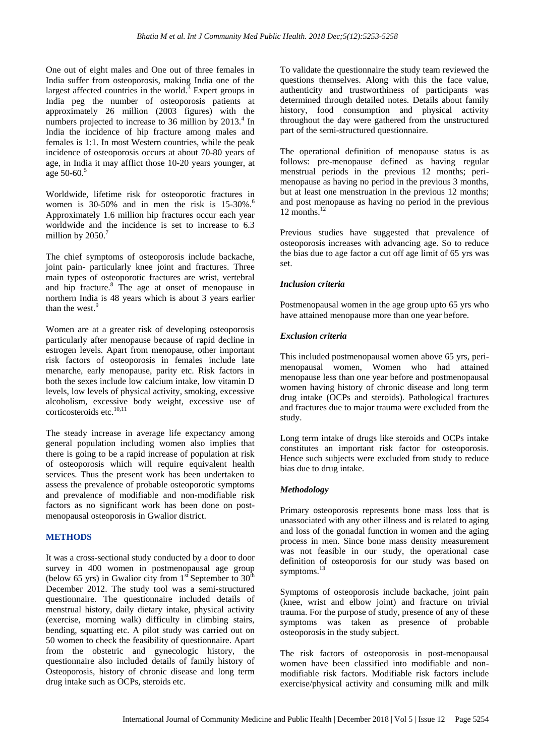One out of eight males and One out of three females in India suffer from osteoporosis, making India one of the largest affected countries in the world.[3] Expert groups in India peg the number of osteoporosis patients at approximately 26 million (2003 figures) with the numbers projected to increase to 36 million by 2013.[4] In India the incidence of hip fracture among males and females is 1:1. In most Western countries, while the peak incidence of osteoporosis occurs at about 70-80 years of age, in India it may afflict those 10-20 years younger, at age 50-60.[5]

Worldwide, lifetime risk for osteoporotic fractures in women is 30-50% and in men the risk is 15-30%.[6] Approximately 1.6 million hip fractures occur each year worldwide and the incidence is set to increase to 6.3 million by 2050.[7]

The chief symptoms of osteoporosis include backache, joint pain- particularly knee joint and fractures. Three main types of osteoporotic fractures are wrist, vertebral and hip fracture.[8] The age at onset of menopause in northern India is 48 years which is about 3 years earlier than the west.[9]

Women are at a greater risk of developing osteoporosis particularly after menopause because of rapid decline in estrogen levels. Apart from menopause, other important risk factors of osteoporosis in females include late menarche, early menopause, parity etc. Risk factors in both the sexes include low calcium intake, low vitamin D levels, low levels of physical activity, smoking, excessive alcoholism, excessive body weight, excessive use of corticosteroids etc.[10,11]

The steady increase in average life expectancy among general population including women also implies that there is going to be a rapid increase of population at risk of osteoporosis which will require equivalent health services. Thus the present work has been undertaken to assess the prevalence of probable osteoporotic symptoms and prevalence of modifiable and non-modifiable risk factors as no significant work has been done on post-menopausal osteoporosis in Gwalior district.

## METHODS

It was a cross-sectional study conducted by a door to door survey in 400 women in postmenopausal age group (below 65 yrs) in Gwalior city from 1st September to 30th December 2012. The study tool was a semi-structured questionnaire. The questionnaire included details of menstrual history, daily dietary intake, physical activity (exercise, morning walk) difficulty in climbing stairs, bending, squatting etc. A pilot study was carried out on 50 women to check the feasibility of questionnaire. Apart from the obstetric and gynecologic history, the questionnaire also included details of family history of Osteoporosis, history of chronic disease and long term drug intake such as OCPs, steroids etc.

To validate the questionnaire the study team reviewed the questions themselves. Along with this the face value, authenticity and trustworthiness of participants was determined through detailed notes. Details about family history, food consumption and physical activity throughout the day were gathered from the unstructured part of the semi-structured questionnaire.

The operational definition of menopause status is as follows: pre-menopause defined as having regular menstrual periods in the previous 12 months; peri-menopause as having no period in the previous 3 months, but at least one menstruation in the previous 12 months; and post menopause as having no period in the previous 12 months.[12]

Previous studies have suggested that prevalence of osteoporosis increases with advancing age. So to reduce the bias due to age factor a cut off age limit of 65 yrs was set.

### *Inclusion criteria*

Postmenopausal women in the age group upto 65 yrs who have attained menopause more than one year before.

### *Exclusion criteria*

This included postmenopausal women above 65 yrs, peri-menopausal women, Women who had attained menopause less than one year before and postmenopausal women having history of chronic disease and long term drug intake (OCPs and steroids). Pathological fractures and fractures due to major trauma were excluded from the study.

Long term intake of drugs like steroids and OCPs intake constitutes an important risk factor for osteoporosis. Hence such subjects were excluded from study to reduce bias due to drug intake.

### *Methodology*

Primary osteoporosis represents bone mass loss that is unassociated with any other illness and is related to aging and loss of the gonadal function in women and the aging process in men. Since bone mass density measurement was not feasible in our study, the operational case definition of osteoporosis for our study was based on symptoms.[13]

Symptoms of osteoporosis include backache, joint pain (knee, wrist and elbow joint) and fracture on trivial trauma. For the purpose of study, presence of any of these symptoms was taken as presence of probable osteoporosis in the study subject.

The risk factors of osteoporosis in post-menopausal women have been classified into modifiable and non-modifiable risk factors. Modifiable risk factors include exercise/physical activity and consuming milk and milk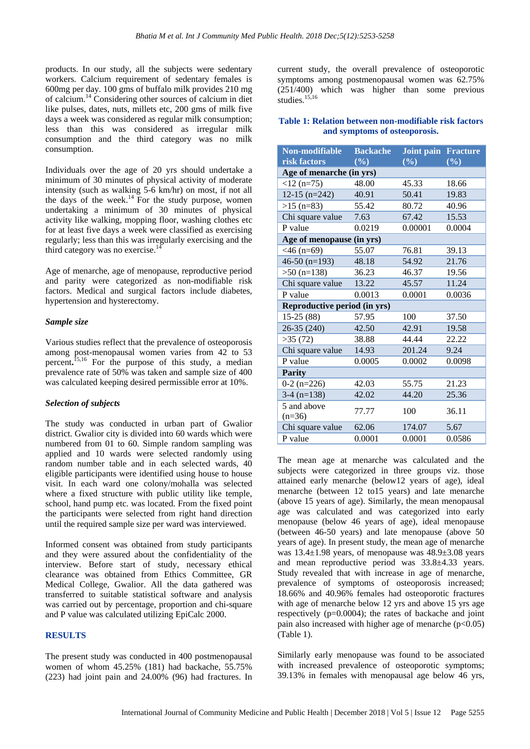products. In our study, all the subjects were sedentary workers. Calcium requirement of sedentary females is 600mg per day. 100 gms of buffalo milk provides 210 mg of calcium.[14] Considering other sources of calcium in diet like pulses, dates, nuts, millets etc, 200 gms of milk five days a week was considered as regular milk consumption; less than this was considered as irregular milk consumption and the third category was no milk consumption.

Individuals over the age of 20 yrs should undertake a minimum of 30 minutes of physical activity of moderate intensity (such as walking 5-6 km/hr) on most, if not all the days of the week.[14] For the study purpose, women undertaking a minimum of 30 minutes of physical activity like walking, mopping floor, washing clothes etc for at least five days a week were classified as exercising regularly; less than this was irregularly exercising and the third category was no exercise.[14]

Age of menarche, age of menopause, reproductive period and parity were categorized as non-modifiable risk factors. Medical and surgical factors include diabetes, hypertension and hysterectomy.

### *Sample size*

Various studies reflect that the prevalence of osteoporosis among post-menopausal women varies from 42 to 53 percent.[15,16] For the purpose of this study, a median prevalence rate of 50% was taken and sample size of 400 was calculated keeping desired permissible error at 10%.

### *Selection of subjects*

The study was conducted in urban part of Gwalior district. Gwalior city is divided into 60 wards which were numbered from 01 to 60. Simple random sampling was applied and 10 wards were selected randomly using random number table and in each selected wards, 40 eligible participants were identified using house to house visit. In each ward one colony/mohalla was selected where a fixed structure with public utility like temple, school, hand pump etc. was located. From the fixed point the participants were selected from right hand direction until the required sample size per ward was interviewed.

Informed consent was obtained from study participants and they were assured about the confidentiality of the interview. Before start of study, necessary ethical clearance was obtained from Ethics Committee, GR Medical College, Gwalior. All the data gathered was transferred to suitable statistical software and analysis was carried out by percentage, proportion and chi-square and P value was calculated utilizing EpiCalc 2000.

## RESULTS

The present study was conducted in 400 postmenopausal women of whom 45.25% (181) had backache, 55.75% (223) had joint pain and 24.00% (96) had fractures. In current study, the overall prevalence of osteoporotic symptoms among postmenopausal women was 62.75% (251/400) which was higher than some previous studies.[15,16]

**Table 1: Relation between non-modifiable risk factors and symptoms of osteoporosis.**

| Non-modifiable risk factors | Backache (%) | Joint pain (%) | Fracture (%) |
|---|---|---|---|
| **Age of menarche (in yrs)** | | | |
| <12 (n=75) | 48.00 | 45.33 | 18.66 |
| 12-15 (n=242) | 40.91 | 50.41 | 19.83 |
| >15 (n=83) | 55.42 | 80.72 | 40.96 |
| Chi square value | 7.63 | 67.42 | 15.53 |
| P value | 0.0219 | 0.00001 | 0.0004 |
| **Age of menopause (in yrs)** | | | |
| <46 (n=69) | 55.07 | 76.81 | 39.13 |
| 46-50 (n=193) | 48.18 | 54.92 | 21.76 |
| >50 (n=138) | 36.23 | 46.37 | 19.56 |
| Chi square value | 13.22 | 45.57 | 11.24 |
| P value | 0.0013 | 0.0001 | 0.0036 |
| **Reproductive period (in yrs)** | | | |
| 15-25 (88) | 57.95 | 100 | 37.50 |
| 26-35 (240) | 42.50 | 42.91 | 19.58 |
| >35 (72) | 38.88 | 44.44 | 22.22 |
| Chi square value | 14.93 | 201.24 | 9.24 |
| P value | 0.0005 | 0.0002 | 0.0098 |
| **Parity** | | | |
| 0-2 (n=226) | 42.03 | 55.75 | 21.23 |
| 3-4 (n=138) | 42.02 | 44.20 | 25.36 |
| 5 and above (n=36) | 77.77 | 100 | 36.11 |
| Chi square value | 62.06 | 174.07 | 5.67 |
| P value | 0.0001 | 0.0001 | 0.0586 |

The mean age at menarche was calculated and the subjects were categorized in three groups viz. those attained early menarche (below12 years of age), ideal menarche (between 12 to15 years) and late menarche (above 15 years of age). Similarly, the mean menopausal age was calculated and was categorized into early menopause (below 46 years of age), ideal menopause (between 46-50 years) and late menopause (above 50 years of age). In present study, the mean age of menarche was 13.4±1.98 years, of menopause was 48.9±3.08 years and mean reproductive period was 33.8±4.33 years. Study revealed that with increase in age of menarche, prevalence of symptoms of osteoporosis increased; 18.66% and 40.96% females had osteoporotic fractures with age of menarche below 12 yrs and above 15 yrs age respectively (p=0.0004); the rates of backache and joint pain also increased with higher age of menarche ($p<0.05$) (Table 1).

Similarly early menopause was found to be associated with increased prevalence of osteoporotic symptoms; 39.13% in females with menopausal age below 46 yrs,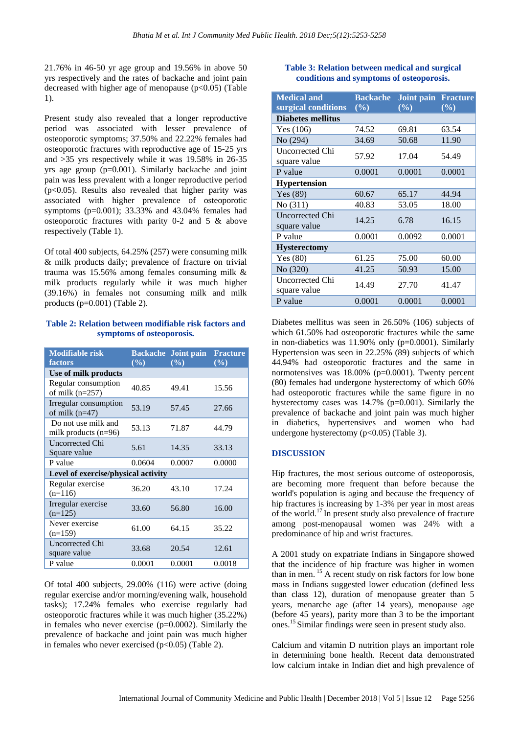21.76% in 46-50 yr age group and 19.56% in above 50 yrs respectively and the rates of backache and joint pain decreased with higher age of menopause (p<0.05) (Table 1).

Present study also revealed that a longer reproductive period was associated with lesser prevalence of osteoporotic symptoms; 37.50% and 22.22% females had osteoporotic fractures with reproductive age of 15-25 yrs and >35 yrs respectively while it was 19.58% in 26-35 yrs age group (p=0.001). Similarly backache and joint pain was less prevalent with a longer reproductive period (p<0.05). Results also revealed that higher parity was associated with higher prevalence of osteoporotic symptoms (p=0.001); 33.33% and 43.04% females had osteoporotic fractures with parity 0-2 and 5 & above respectively (Table 1).

Of total 400 subjects, 64.25% (257) were consuming milk & milk products daily; prevalence of fracture on trivial trauma was 15.56% among females consuming milk & milk products regularly while it was much higher (39.16%) in females not consuming milk and milk products (p=0.001) (Table 2).

**Table 2: Relation between modifiable risk factors and symptoms of osteoporosis.**

| Modifiable risk factors | Backache (%) | Joint pain (%) | Fracture (%) |
|---|---|---|---|
| **Use of milk products** | | | |
| Regular consumption of milk (n=257) | 40.85 | 49.41 | 15.56 |
| Irregular consumption of milk (n=47) | 53.19 | 57.45 | 27.66 |
| Do not use milk and milk products (n=96) | 53.13 | 71.87 | 44.79 |
| Uncorrected Chi Square value | 5.61 | 14.35 | 33.13 |
| P value | 0.0604 | 0.0007 | 0.0000 |
| **Level of exercise/physical activity** | | | |
| Regular exercise (n=116) | 36.20 | 43.10 | 17.24 |
| Irregular exercise (n=125) | 33.60 | 56.80 | 16.00 |
| Never exercise (n=159) | 61.00 | 64.15 | 35.22 |
| Uncorrected Chi square value | 33.68 | 20.54 | 12.61 |
| P value | 0.0001 | 0.0001 | 0.0018 |

Of total 400 subjects, 29.00% (116) were active (doing regular exercise and/or morning/evening walk, household tasks); 17.24% females who exercise regularly had osteoporotic fractures while it was much higher (35.22%) in females who never exercise (p=0.0002). Similarly the prevalence of backache and joint pain was much higher in females who never exercised (p<0.05) (Table 2).

**Table 3: Relation between medical and surgical conditions and symptoms of osteoporosis.**

| Medical and surgical conditions | Backache (%) | Joint pain (%) | Fracture (%) |
|---|---|---|---|
| **Diabetes mellitus** | | | |
| Yes (106) | 74.52 | 69.81 | 63.54 |
| No (294) | 34.69 | 50.68 | 11.90 |
| Uncorrected Chi square value | 57.92 | 17.04 | 54.49 |
| P value | 0.0001 | 0.0001 | 0.0001 |
| **Hypertension** | | | |
| Yes (89) | 60.67 | 65.17 | 44.94 |
| No (311) | 40.83 | 53.05 | 18.00 |
| Uncorrected Chi square value | 14.25 | 6.78 | 16.15 |
| P value | 0.0001 | 0.0092 | 0.0001 |
| **Hysterectomy** | | | |
| Yes (80) | 61.25 | 75.00 | 60.00 |
| No (320) | 41.25 | 50.93 | 15.00 |
| Uncorrected Chi square value | 14.49 | 27.70 | 41.47 |
| P value | 0.0001 | 0.0001 | 0.0001 |

Diabetes mellitus was seen in 26.50% (106) subjects of which 61.50% had osteoporotic fractures while the same in non-diabetics was 11.90% only (p=0.0001). Similarly Hypertension was seen in 22.25% (89) subjects of which 44.94% had osteoporotic fractures and the same in normotensives was 18.00% (p=0.0001). Twenty percent (80) females had undergone hysterectomy of which 60% had osteoporotic fractures while the same figure in no hysterectomy cases was 14.7% (p=0.001). Similarly the prevalence of backache and joint pain was much higher in diabetics, hypertensives and women who had undergone hysterectomy (p<0.05) (Table 3).

## DISCUSSION

Hip fractures, the most serious outcome of osteoporosis, are becoming more frequent than before because the world's population is aging and because the frequency of hip fractures is increasing by 1-3% per year in most areas of the world.[17] In present study also prevalence of fracture among post-menopausal women was 24% with a predominance of hip and wrist fractures.

A 2001 study on expatriate Indians in Singapore showed that the incidence of hip fracture was higher in women than in men.[15] A recent study on risk factors for low bone mass in Indians suggested lower education (defined less than class 12), duration of menopause greater than 5 years, menarche age (after 14 years), menopause age (before 45 years), parity more than 3 to be the important ones.[15] Similar findings were seen in present study also.

Calcium and vitamin D nutrition plays an important role in determining bone health. Recent data demonstrated low calcium intake in Indian diet and high prevalence of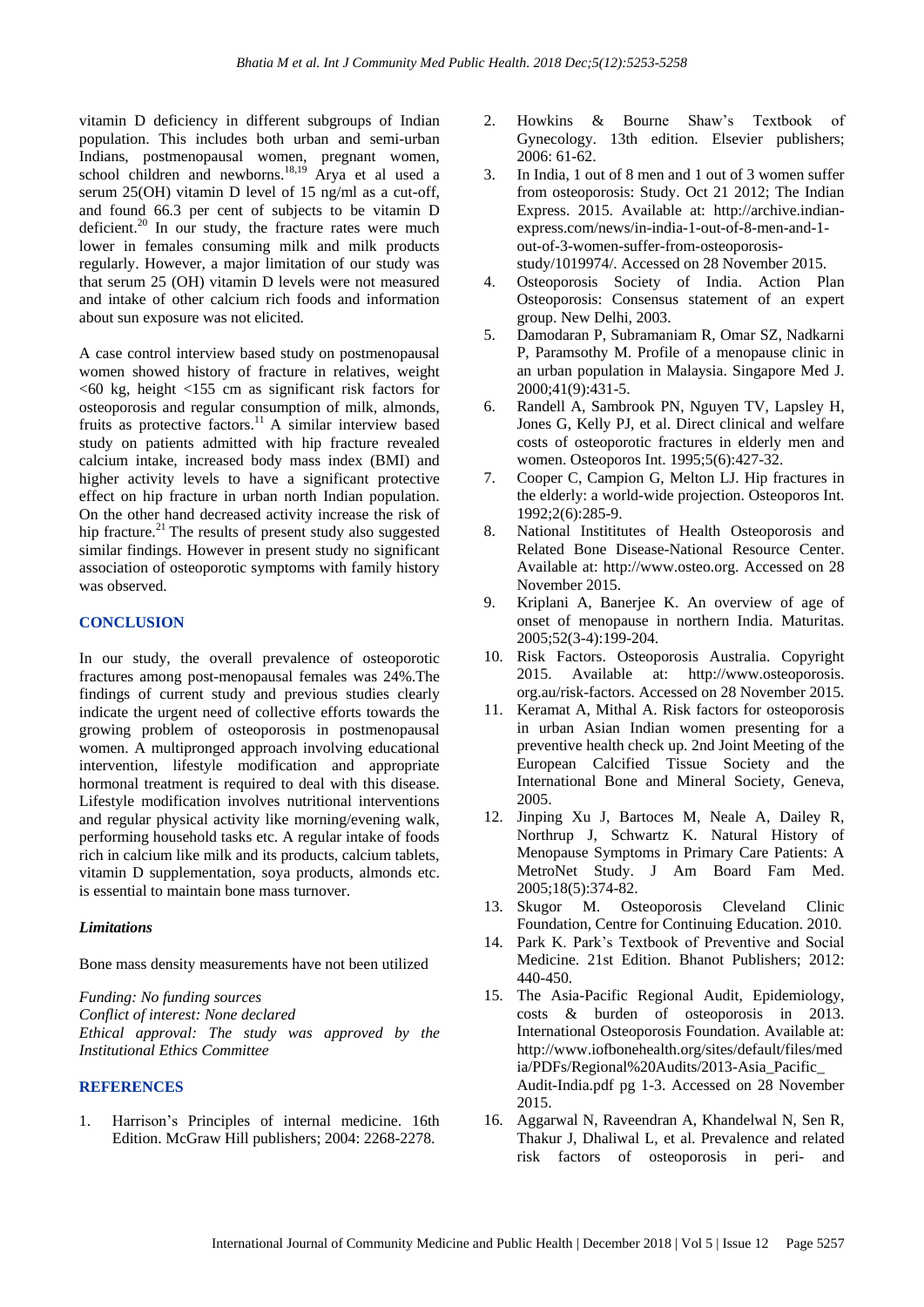vitamin D deficiency in different subgroups of Indian population. This includes both urban and semi-urban Indians, postmenopausal women, pregnant women, school children and newborns.[18,19] Arya et al used a serum 25(OH) vitamin D level of 15 ng/ml as a cut-off, and found 66.3 per cent of subjects to be vitamin D deficient.[20] In our study, the fracture rates were much lower in females consuming milk and milk products regularly. However, a major limitation of our study was that serum 25 (OH) vitamin D levels were not measured and intake of other calcium rich foods and information about sun exposure was not elicited.

A case control interview based study on postmenopausal women showed history of fracture in relatives, weight <60 kg, height <155 cm as significant risk factors for osteoporosis and regular consumption of milk, almonds, fruits as protective factors.[11] A similar interview based study on patients admitted with hip fracture revealed calcium intake, increased body mass index (BMI) and higher activity levels to have a significant protective effect on hip fracture in urban north Indian population. On the other hand decreased activity increase the risk of hip fracture.[21] The results of present study also suggested similar findings. However in present study no significant association of osteoporotic symptoms with family history was observed.

## CONCLUSION

In our study, the overall prevalence of osteoporotic fractures among post-menopausal females was 24%.The findings of current study and previous studies clearly indicate the urgent need of collective efforts towards the growing problem of osteoporosis in postmenopausal women. A multipronged approach involving educational intervention, lifestyle modification and appropriate hormonal treatment is required to deal with this disease. Lifestyle modification involves nutritional interventions and regular physical activity like morning/evening walk, performing household tasks etc. A regular intake of foods rich in calcium like milk and its products, calcium tablets, vitamin D supplementation, soya products, almonds etc. is essential to maintain bone mass turnover.

### *Limitations*

Bone mass density measurements have not been utilized

*Funding: No funding sources*
*Conflict of interest: None declared*
*Ethical approval: The study was approved by the Institutional Ethics Committee*

## REFERENCES

1. Harrison's Principles of internal medicine. 16th Edition. McGraw Hill publishers; 2004: 2268-2278.
2. Howkins & Bourne Shaw's Textbook of Gynecology. 13th edition. Elsevier publishers; 2006: 61-62.
3. In India, 1 out of 8 men and 1 out of 3 women suffer from osteoporosis: Study. Oct 21 2012; The Indian Express. 2015. Available at: http://archive.indian-express.com/news/in-india-1-out-of-8-men-and-1-out-of-3-women-suffer-from-osteoporosis-study/1019974/. Accessed on 28 November 2015.
4. Osteoporosis Society of India. Action Plan Osteoporosis: Consensus statement of an expert group. New Delhi, 2003.
5. Damodaran P, Subramaniam R, Omar SZ, Nadkarni P, Paramsothy M. Profile of a menopause clinic in an urban population in Malaysia. Singapore Med J. 2000;41(9):431-5.
6. Randell A, Sambrook PN, Nguyen TV, Lapsley H, Jones G, Kelly PJ, et al. Direct clinical and welfare costs of osteoporotic fractures in elderly men and women. Osteoporos Int. 1995;5(6):427-32.
7. Cooper C, Campion G, Melton LJ. Hip fractures in the elderly: a world-wide projection. Osteoporos Int. 1992;2(6):285-9.
8. National Instititutes of Health Osteoporosis and Related Bone Disease-National Resource Center. Available at: http://www.osteo.org. Accessed on 28 November 2015.
9. Kriplani A, Banerjee K. An overview of age of onset of menopause in northern India. Maturitas. 2005;52(3-4):199-204.
10. Risk Factors. Osteoporosis Australia. Copyright 2015. Available at: http://www.osteoporosis.org.au/risk-factors. Accessed on 28 November 2015.
11. Keramat A, Mithal A. Risk factors for osteoporosis in urban Asian Indian women presenting for a preventive health check up. 2nd Joint Meeting of the European Calcified Tissue Society and the International Bone and Mineral Society, Geneva, 2005.
12. Jinping Xu J, Bartoces M, Neale A, Dailey R, Northrup J, Schwartz K. Natural History of Menopause Symptoms in Primary Care Patients: A MetroNet Study. J Am Board Fam Med. 2005;18(5):374-82.
13. Skugor M. Osteoporosis Cleveland Clinic Foundation, Centre for Continuing Education. 2010.
14. Park K. Park's Textbook of Preventive and Social Medicine. 21st Edition. Bhanot Publishers; 2012: 440-450.
15. The Asia-Pacific Regional Audit, Epidemiology, costs & burden of osteoporosis in 2013. International Osteoporosis Foundation. Available at: http://www.iofbonehealth.org/sites/default/files/media/PDFs/Regional%20Audits/2013-Asia_Pacific_Audit-India.pdf pg 1-3. Accessed on 28 November 2015.
16. Aggarwal N, Raveendran A, Khandelwal N, Sen R, Thakur J, Dhaliwal L, et al. Prevalence and related risk factors of osteoporosis in peri- and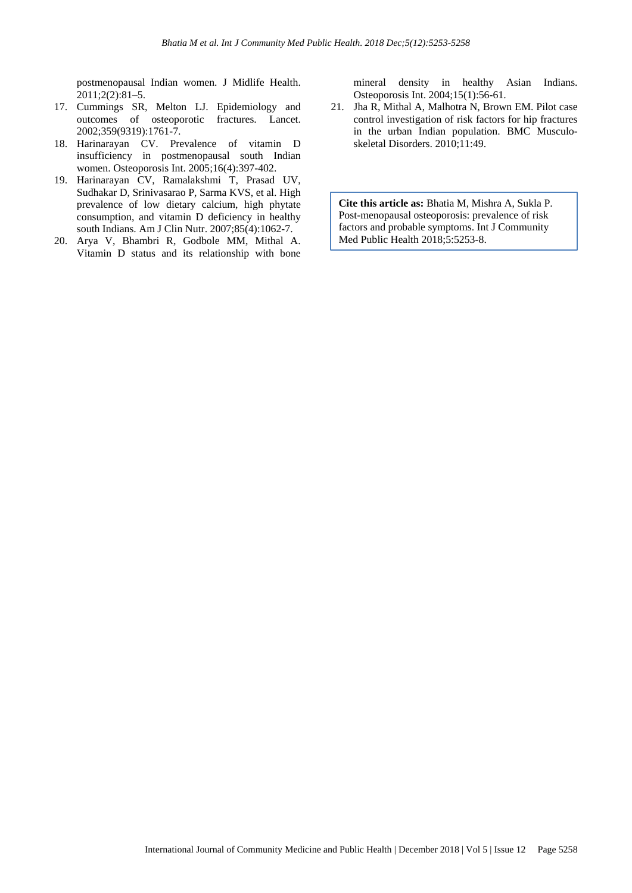postmenopausal Indian women. J Midlife Health. 2011;2(2):81–5.

17. Cummings SR, Melton LJ. Epidemiology and outcomes of osteoporotic fractures. Lancet. 2002;359(9319):1761-7.
18. Harinarayan CV. Prevalence of vitamin D insufficiency in postmenopausal south Indian women. Osteoporosis Int. 2005;16(4):397-402.
19. Harinarayan CV, Ramalakshmi T, Prasad UV, Sudhakar D, Srinivasarao P, Sarma KVS, et al. High prevalence of low dietary calcium, high phytate consumption, and vitamin D deficiency in healthy south Indians. Am J Clin Nutr. 2007;85(4):1062-7.
20. Arya V, Bhambri R, Godbole MM, Mithal A. Vitamin D status and its relationship with bone mineral density in healthy Asian Indians. Osteoporosis Int. 2004;15(1):56-61.
21. Jha R, Mithal A, Malhotra N, Brown EM. Pilot case control investigation of risk factors for hip fractures in the urban Indian population. BMC Musculoskeletal Disorders. 2010;11:49.

**Cite this article as:** Bhatia M, Mishra A, Sukla P. Post-menopausal osteoporosis: prevalence of risk factors and probable symptoms. Int J Community Med Public Health 2018;5:5253-8.